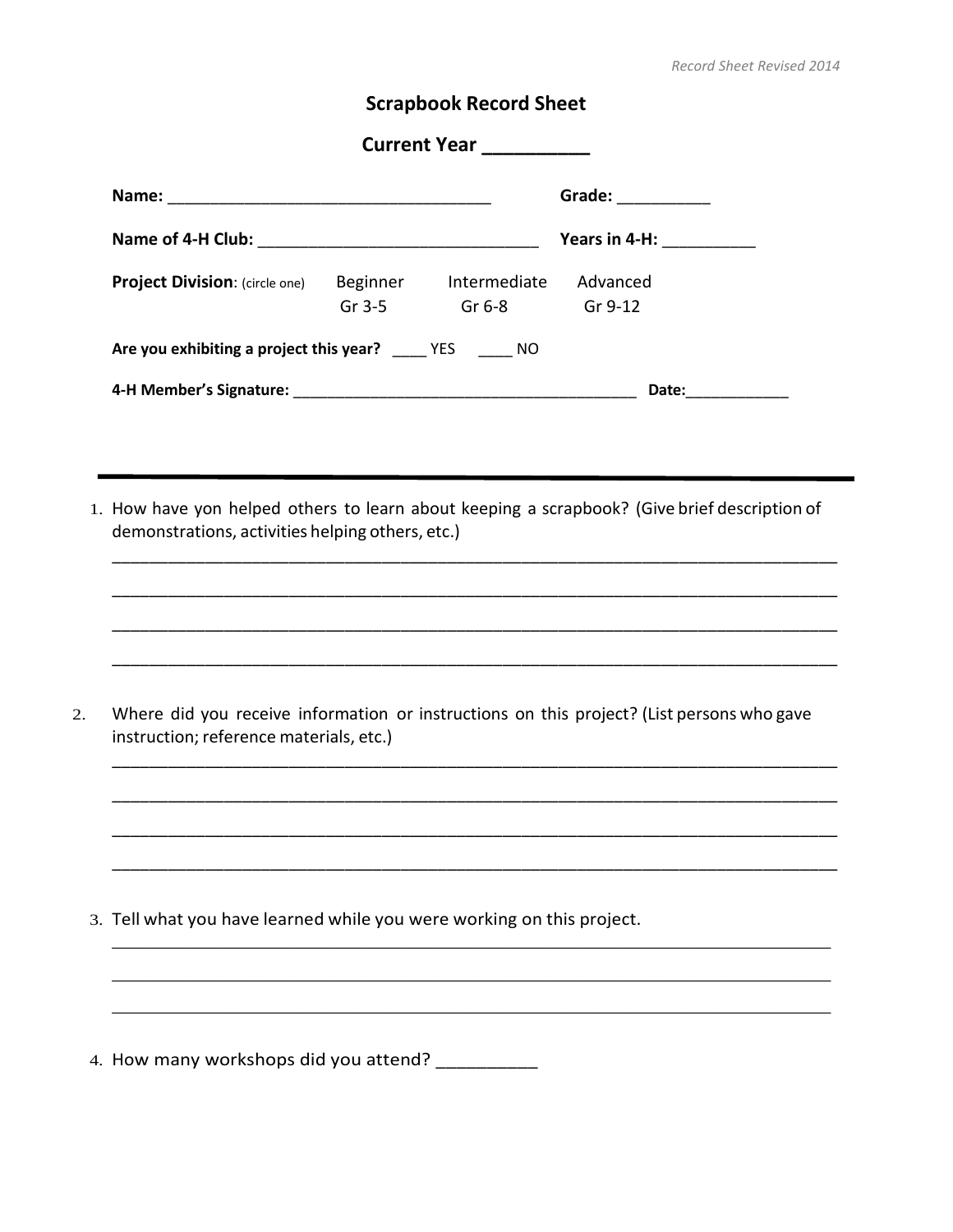*Record Sheet Revised 2014*

# Scrapbook Record Sheet

## Current Year __________

**Name:** ___________________________________ **Grade:** __________

**Name of 4-H Club:** _______________________________ **Years in 4-H:** __________

**Project Division**: (circle one) Beginner Gr 3-5 Intermediate Gr 6-8 Advanced Gr 9-12

**Are you exhibiting a project this year?** ____ YES ____ NO

**4-H Member's Signature:** _________________________________________ **Date:**____________

---

1. How have yon helped others to learn about keeping a scrapbook? (Give brief description of demonstrations, activities helping others, etc.)

_______________________________________________________________________________

_______________________________________________________________________________

_______________________________________________________________________________

_______________________________________________________________________________

2. Where did you receive information or instructions on this project? (List persons who gave instruction; reference materials, etc.)

_______________________________________________________________________________

_______________________________________________________________________________

_______________________________________________________________________________

_______________________________________________________________________________

3. Tell what you have learned while you were working on this project.

_______________________________________________________________________________

_______________________________________________________________________________

_______________________________________________________________________________

4. How many workshops did you attend? __________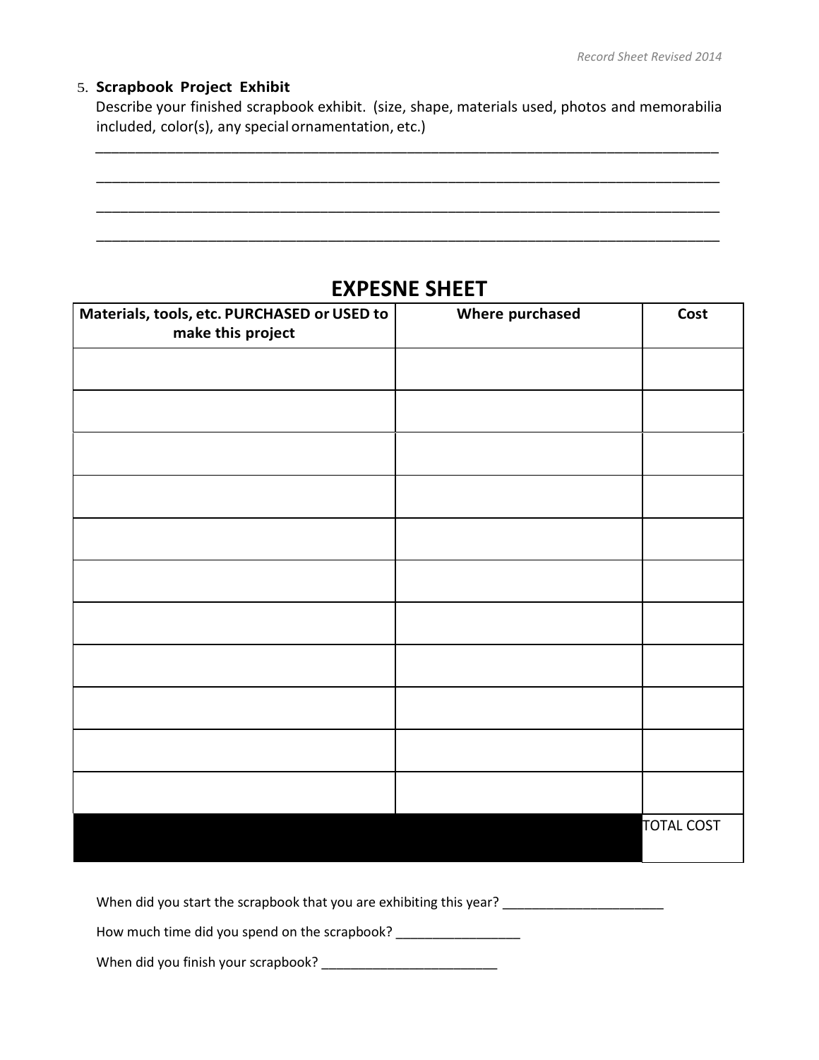5. **Scrapbook Project Exhibit**

   Describe your finished scrapbook exhibit. (size, shape, materials used, photos and memorabilia included, color(s), any special ornamentation, etc.)

   ______________________________________________________________________________

   ______________________________________________________________________________

   ______________________________________________________________________________

   ______________________________________________________________________________

## EXPESNE SHEET

| Materials, tools, etc. PURCHASED or USED to make this project | Where purchased | Cost |
|---|---|---|
| | | |
| | | |
| | | |
| | | |
| | | |
| | | |
| | | |
| | | |
| | | |
| | | |
| | | |
| | | TOTAL COST |

When did you start the scrapbook that you are exhibiting this year? ______________________

How much time did you spend on the scrapbook? ________________

When did you finish your scrapbook? ________________________